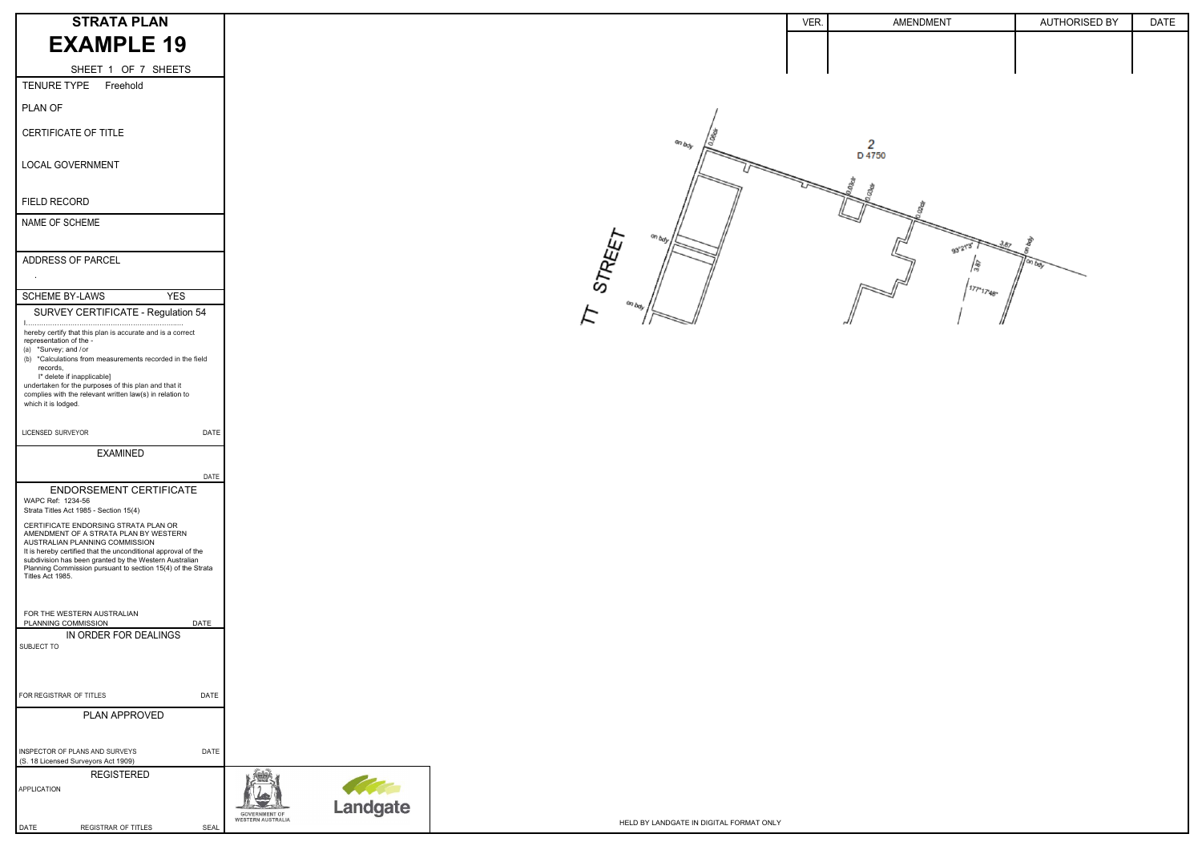# STRATA PLAN

# EXAMPLE 19

SHEET 1 OF 7 SHEETS

| VER. | AMENDMENT | AUTHORISED BY | DATE |
| --- | --- | --- | --- |
| | | | |

TENURE TYPE Freehold

PLAN OF

CERTIFICATE OF TITLE

LOCAL GOVERNMENT

FIELD RECORD

NAME OF SCHEME

ADDRESS OF PARCEL

.

SCHEME BY-LAWS YES

## SURVEY CERTIFICATE - Regulation 54

I.......................................................................

hereby certify that this plan is accurate and is a correct representation of the -

(a) *Survey; and /or

(b) *Calculations from measurements recorded in the field records,

[* delete if inapplicable]

undertaken for the purposes of this plan and that it complies with the relevant written law(s) in relation to which it is lodged.

LICENSED SURVEYOR DATE

## EXAMINED

DATE

## ENDORSEMENT CERTIFICATE

WAPC Ref: 1234-56

Strata Titles Act 1985 - Section 15(4)

CERTIFICATE ENDORSING STRATA PLAN OR AMENDMENT OF A STRATA PLAN BY WESTERN AUSTRALIAN PLANNING COMMISSION

It is hereby certified that the unconditional approval of the subdivision has been granted by the Western Australian Planning Commission pursuant to section 15(4) of the Strata Titles Act 1985.

FOR THE WESTERN AUSTRALIAN PLANNING COMMISSION DATE

## IN ORDER FOR DEALINGS

SUBJECT TO

FOR REGISTRAR OF TITLES DATE

## PLAN APPROVED

INSPECTOR OF PLANS AND SURVEYS DATE

(S. 18 Licensed Surveyors Act 1909)

## REGISTERED

APPLICATION

DATE REGISTRAR OF TITLES SEAL

GOVERNMENT OF WESTERN AUSTRALIA

Landgate

HELD BY LANDGATE IN DIGITAL FORMAT ONLY

TT STREET

2
D 4750

on bdy
0.06cr
0.03cr
0.03cr
0.02cr
on bdy
on bdy
93°21'3"
3.87
3.87
on bdy
on bdy
177°17'48"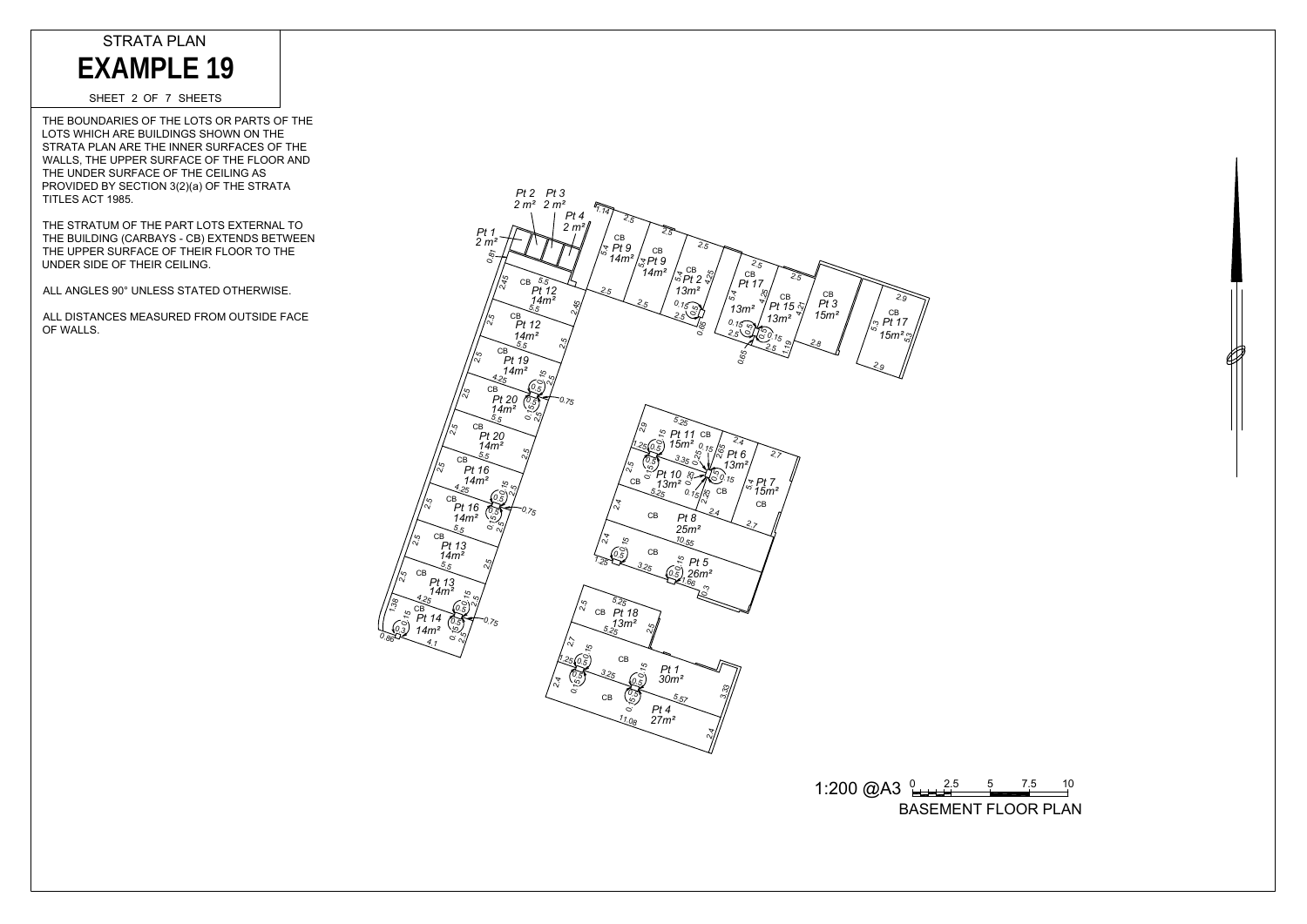# STRATA PLAN

# **EXAMPLE 19**

SHEET 2 OF 7 SHEETS

THE BOUNDARIES OF THE LOTS OR PARTS OF THE LOTS WHICH ARE BUILDINGS SHOWN ON THE STRATA PLAN ARE THE INNER SURFACES OF THE WALLS, THE UPPER SURFACE OF THE FLOOR AND THE UNDER SURFACE OF THE CEILING AS PROVIDED BY SECTION 3(2)(a) OF THE STRATA TITLES ACT 1985.

THE STRATUM OF THE PART LOTS EXTERNAL TO THE BUILDING (CARBAYS - CB) EXTENDS BETWEEN THE UPPER SURFACE OF THEIR FLOOR TO THE UNDER SIDE OF THEIR CEILING.

ALL ANGLES 90° UNLESS STATED OTHERWISE.

ALL DISTANCES MEASURED FROM OUTSIDE FACE OF WALLS.

1:200 @A3 0 2.5 5 7.5 10

BASEMENT FLOOR PLAN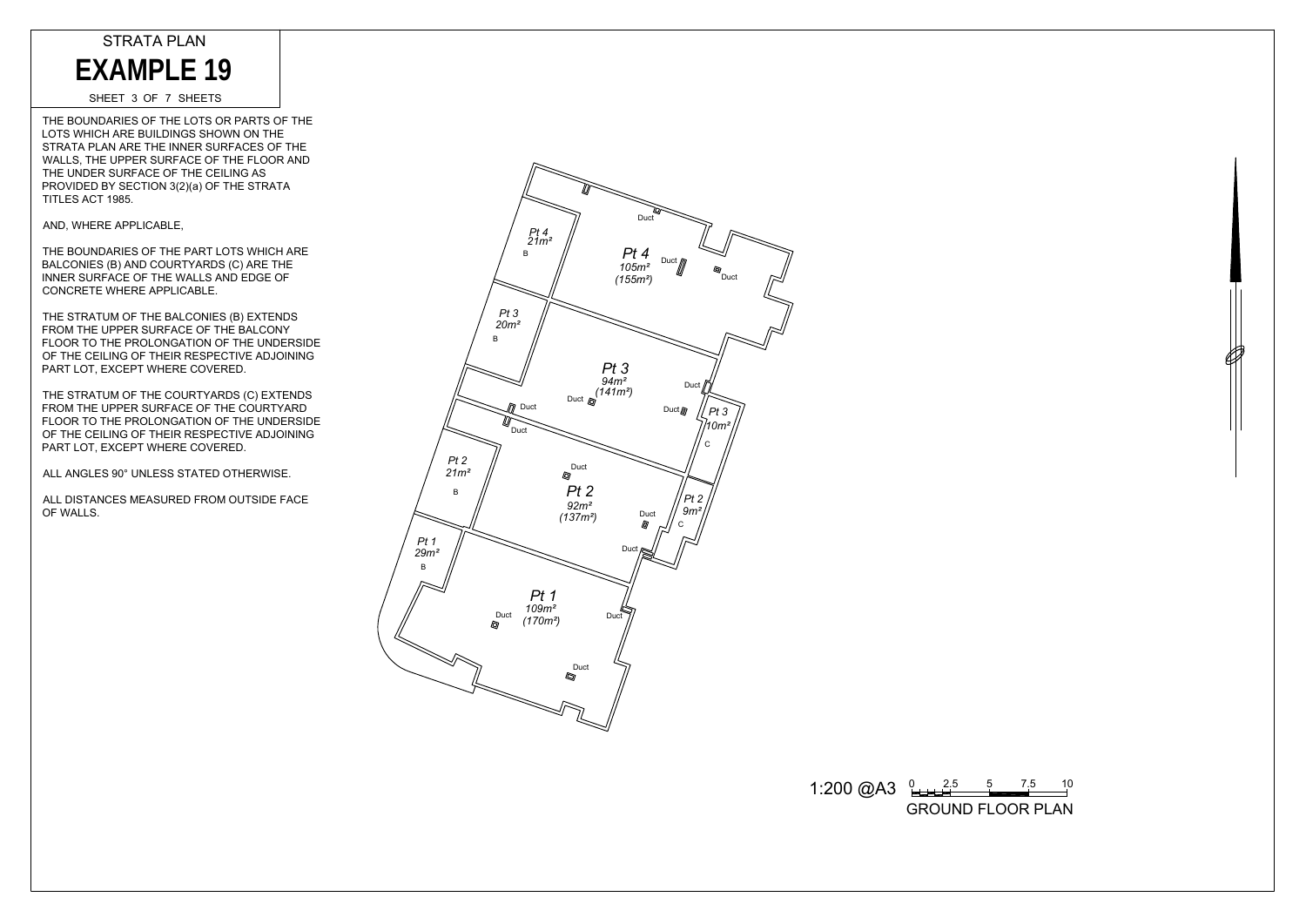STRATA PLAN

# EXAMPLE 19

SHEET 3 OF 7 SHEETS

THE BOUNDARIES OF THE LOTS OR PARTS OF THE LOTS WHICH ARE BUILDINGS SHOWN ON THE STRATA PLAN ARE THE INNER SURFACES OF THE WALLS, THE UPPER SURFACE OF THE FLOOR AND THE UNDER SURFACE OF THE CEILING AS PROVIDED BY SECTION 3(2)(a) OF THE STRATA TITLES ACT 1985.

AND, WHERE APPLICABLE,

THE BOUNDARIES OF THE PART LOTS WHICH ARE BALCONIES (B) AND COURTYARDS (C) ARE THE INNER SURFACE OF THE WALLS AND EDGE OF CONCRETE WHERE APPLICABLE.

THE STRATUM OF THE BALCONIES (B) EXTENDS FROM THE UPPER SURFACE OF THE BALCONY FLOOR TO THE PROLONGATION OF THE UNDERSIDE OF THE CEILING OF THEIR RESPECTIVE ADJOINING PART LOT, EXCEPT WHERE COVERED.

THE STRATUM OF THE COURTYARDS (C) EXTENDS FROM THE UPPER SURFACE OF THE COURTYARD FLOOR TO THE PROLONGATION OF THE UNDERSIDE OF THE CEILING OF THEIR RESPECTIVE ADJOINING PART LOT, EXCEPT WHERE COVERED.

ALL ANGLES 90° UNLESS STATED OTHERWISE.

ALL DISTANCES MEASURED FROM OUTSIDE FACE OF WALLS.

*Pt 4* 21m² B

*Pt 4* 105m² (155m²)

*Pt 3* 20m² B

*Pt 3* 94m² (141m²)

*Pt 3* 10m² C

*Pt 2* 21m² B

*Pt 2* 92m² (137m²)

*Pt 2* 9m² C

*Pt 1* 29m² B

*Pt 1* 109m² (170m²)

Duct

1:200 @A3 0 2.5 5 7.5 10

GROUND FLOOR PLAN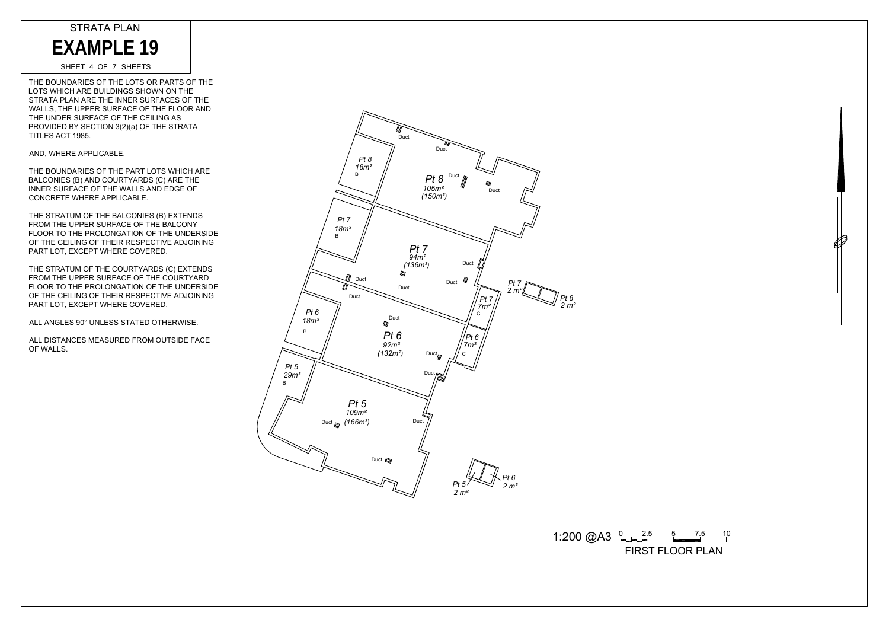STRATA PLAN

# EXAMPLE 19

SHEET 4 OF 7 SHEETS

THE BOUNDARIES OF THE LOTS OR PARTS OF THE LOTS WHICH ARE BUILDINGS SHOWN ON THE STRATA PLAN ARE THE INNER SURFACES OF THE WALLS, THE UPPER SURFACE OF THE FLOOR AND THE UNDER SURFACE OF THE CEILING AS PROVIDED BY SECTION 3(2)(a) OF THE STRATA TITLES ACT 1985.

AND, WHERE APPLICABLE,

THE BOUNDARIES OF THE PART LOTS WHICH ARE BALCONIES (B) AND COURTYARDS (C) ARE THE INNER SURFACE OF THE WALLS AND EDGE OF CONCRETE WHERE APPLICABLE.

THE STRATUM OF THE BALCONIES (B) EXTENDS FROM THE UPPER SURFACE OF THE BALCONY FLOOR TO THE PROLONGATION OF THE UNDERSIDE OF THE CEILING OF THEIR RESPECTIVE ADJOINING PART LOT, EXCEPT WHERE COVERED.

THE STRATUM OF THE COURTYARDS (C) EXTENDS FROM THE UPPER SURFACE OF THE COURTYARD FLOOR TO THE PROLONGATION OF THE UNDERSIDE OF THE CEILING OF THEIR RESPECTIVE ADJOINING PART LOT, EXCEPT WHERE COVERED.

ALL ANGLES 90° UNLESS STATED OTHERWISE.

ALL DISTANCES MEASURED FROM OUTSIDE FACE OF WALLS.

Pt 8 18m² B

Pt 8 105m² (150m²)

Pt 7 18m² B

Pt 7 94m² (136m²)

Pt 7 2 m²

Pt 8 2 m²

Pt 7 7m² C

Pt 6 18m² B

Pt 6 92m² (132m²)

Pt 6 7m² C

Pt 5 29m² B

Pt 5 109m² (166m²)

Pt 5 2 m²

Pt 6 2 m²

Duct

1:200 @A3 0 2.5 5 7.5 10

FIRST FLOOR PLAN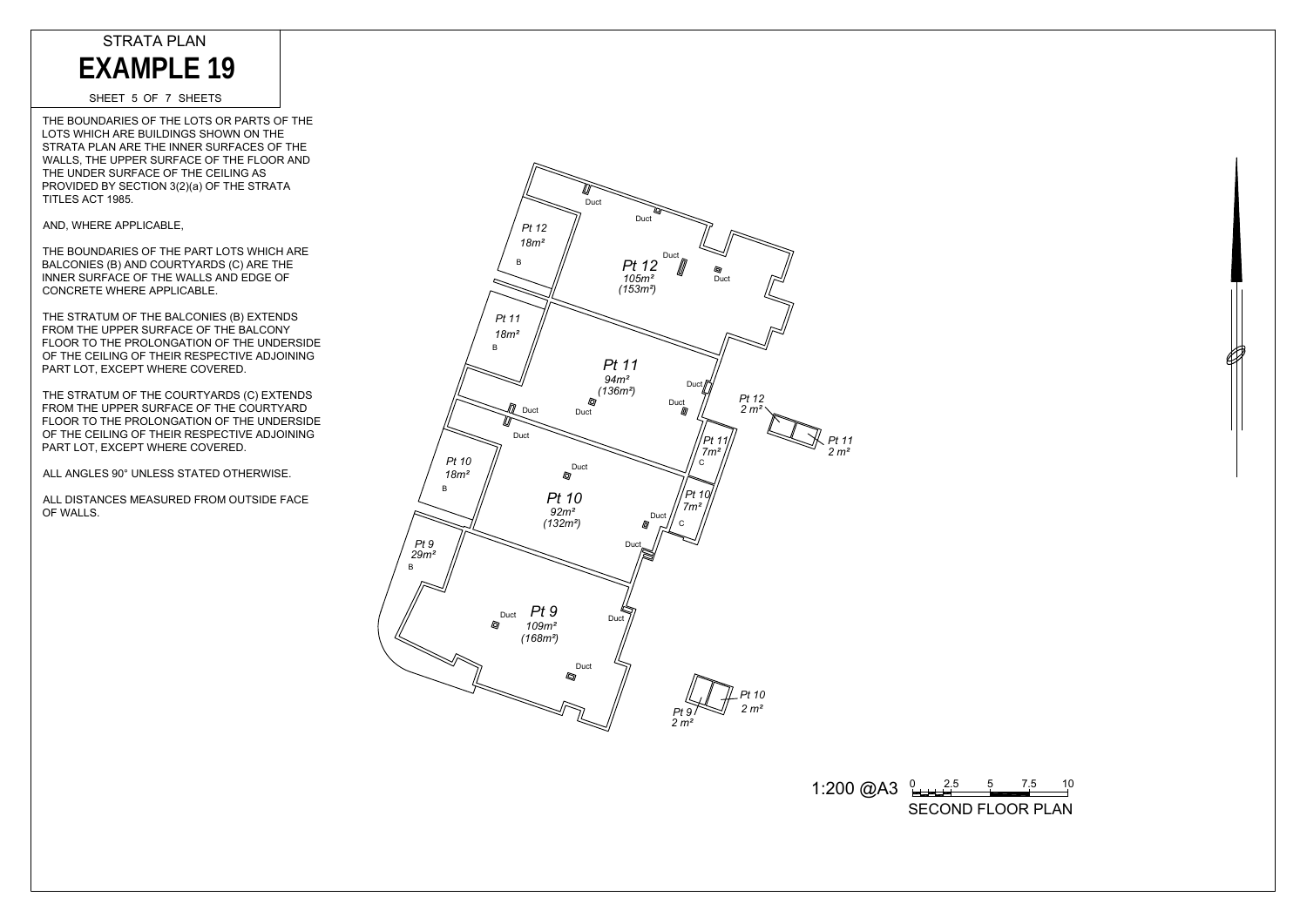STRATA PLAN

# EXAMPLE 19

SHEET 5 OF 7 SHEETS

THE BOUNDARIES OF THE LOTS OR PARTS OF THE LOTS WHICH ARE BUILDINGS SHOWN ON THE STRATA PLAN ARE THE INNER SURFACES OF THE WALLS, THE UPPER SURFACE OF THE FLOOR AND THE UNDER SURFACE OF THE CEILING AS PROVIDED BY SECTION 3(2)(a) OF THE STRATA TITLES ACT 1985.

AND, WHERE APPLICABLE,

THE BOUNDARIES OF THE PART LOTS WHICH ARE BALCONIES (B) AND COURTYARDS (C) ARE THE INNER SURFACE OF THE WALLS AND EDGE OF CONCRETE WHERE APPLICABLE.

THE STRATUM OF THE BALCONIES (B) EXTENDS FROM THE UPPER SURFACE OF THE BALCONY FLOOR TO THE PROLONGATION OF THE UNDERSIDE OF THE CEILING OF THEIR RESPECTIVE ADJOINING PART LOT, EXCEPT WHERE COVERED.

THE STRATUM OF THE COURTYARDS (C) EXTENDS FROM THE UPPER SURFACE OF THE COURTYARD FLOOR TO THE PROLONGATION OF THE UNDERSIDE OF THE CEILING OF THEIR RESPECTIVE ADJOINING PART LOT, EXCEPT WHERE COVERED.

ALL ANGLES 90° UNLESS STATED OTHERWISE.

ALL DISTANCES MEASURED FROM OUTSIDE FACE OF WALLS.

*Pt 12* *18m²* B

*Pt 12* *105m²* *(153m²)*

*Pt 11* *18m²* B

*Pt 11* *94m²* *(136m²)*

*Pt 12* *2 m²*

*Pt 11* *2 m²*

*Pt 11* *7m²* C

*Pt 10* *7m²* C

*Pt 10* *18m²* B

*Pt 10* *92m²* *(132m²)*

*Pt 9* *29m²* B

*Pt 9* *109m²* *(168m²)*

*Pt 10* *2 m²*

*Pt 9* *2 m²*

Duct

1:200 @A3 0 2.5 5 7.5 10

SECOND FLOOR PLAN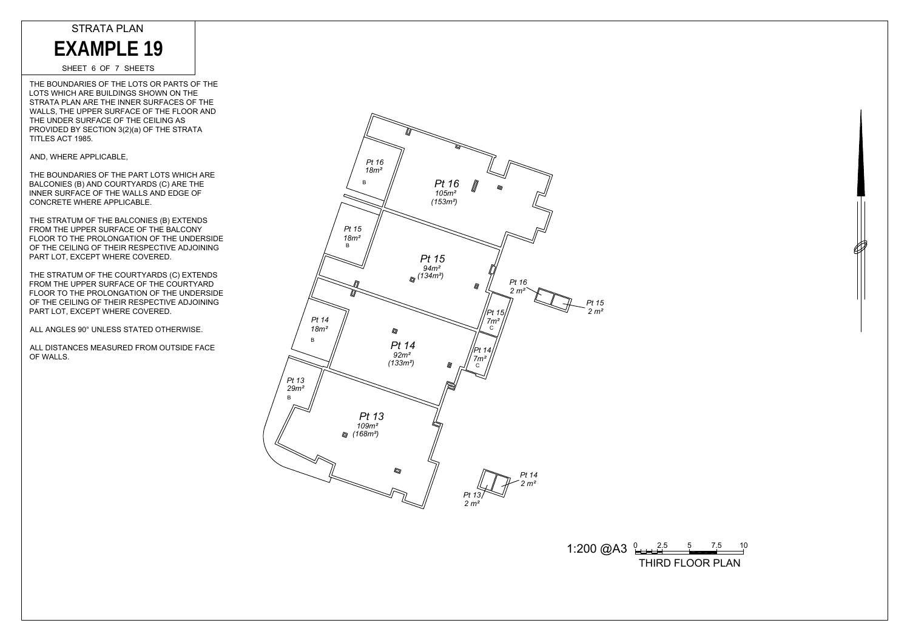STRATA PLAN

# EXAMPLE 19

SHEET 6 OF 7 SHEETS

THE BOUNDARIES OF THE LOTS OR PARTS OF THE LOTS WHICH ARE BUILDINGS SHOWN ON THE STRATA PLAN ARE THE INNER SURFACES OF THE WALLS, THE UPPER SURFACE OF THE FLOOR AND THE UNDER SURFACE OF THE CEILING AS PROVIDED BY SECTION 3(2)(a) OF THE STRATA TITLES ACT 1985.

AND, WHERE APPLICABLE,

THE BOUNDARIES OF THE PART LOTS WHICH ARE BALCONIES (B) AND COURTYARDS (C) ARE THE INNER SURFACE OF THE WALLS AND EDGE OF CONCRETE WHERE APPLICABLE.

THE STRATUM OF THE BALCONIES (B) EXTENDS FROM THE UPPER SURFACE OF THE BALCONY FLOOR TO THE PROLONGATION OF THE UNDERSIDE OF THE CEILING OF THEIR RESPECTIVE ADJOINING PART LOT, EXCEPT WHERE COVERED.

THE STRATUM OF THE COURTYARDS (C) EXTENDS FROM THE UPPER SURFACE OF THE COURTYARD FLOOR TO THE PROLONGATION OF THE UNDERSIDE OF THE CEILING OF THEIR RESPECTIVE ADJOINING PART LOT, EXCEPT WHERE COVERED.

ALL ANGLES 90° UNLESS STATED OTHERWISE.

ALL DISTANCES MEASURED FROM OUTSIDE FACE OF WALLS.

Pt 16 18m² B

Pt 16 105m² (153m²)

Pt 15 18m² B

Pt 15 94m² (134m²)

Pt 16 2 m²

Pt 15 2 m²

Pt 15 7m² C

Pt 14 18m² B

Pt 14 92m² (133m²)

Pt 14 7m² C

Pt 13 29m² B

Pt 13 109m² (168m²)

Pt 14 2 m²

Pt 13 2 m²

1:200 @A3 0 2.5 5 7.5 10

THIRD FLOOR PLAN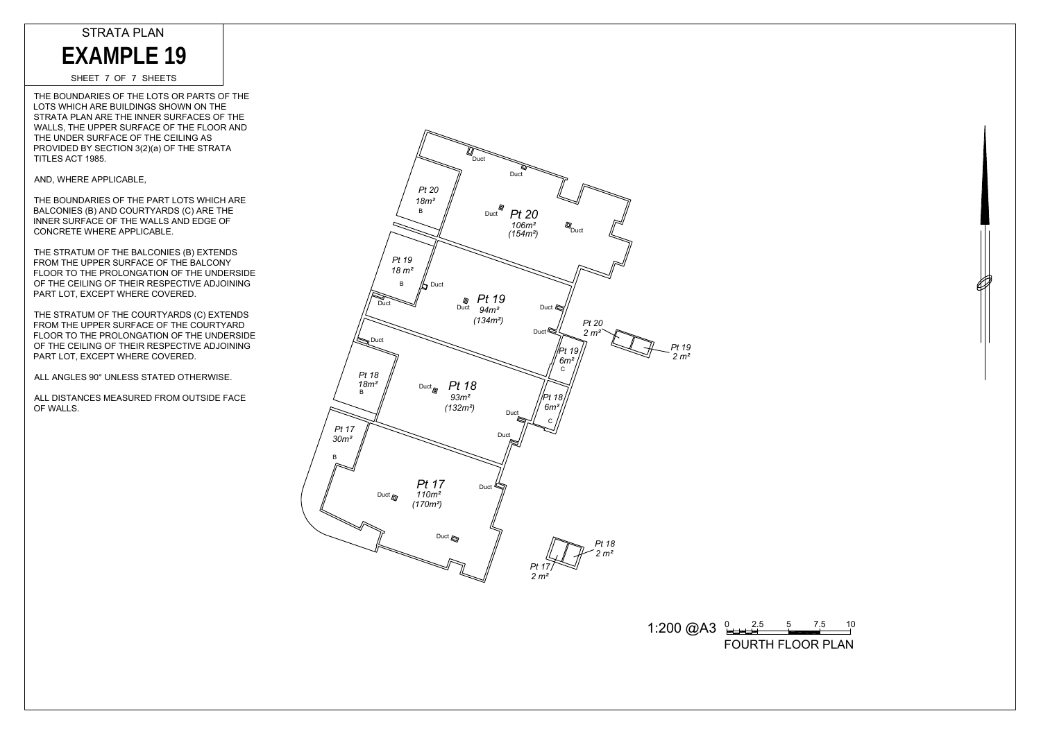STRATA PLAN

# EXAMPLE 19

SHEET 7 OF 7 SHEETS

THE BOUNDARIES OF THE LOTS OR PARTS OF THE LOTS WHICH ARE BUILDINGS SHOWN ON THE STRATA PLAN ARE THE INNER SURFACES OF THE WALLS, THE UPPER SURFACE OF THE FLOOR AND THE UNDER SURFACE OF THE CEILING AS PROVIDED BY SECTION 3(2)(a) OF THE STRATA TITLES ACT 1985.

AND, WHERE APPLICABLE,

THE BOUNDARIES OF THE PART LOTS WHICH ARE BALCONIES (B) AND COURTYARDS (C) ARE THE INNER SURFACE OF THE WALLS AND EDGE OF CONCRETE WHERE APPLICABLE.

THE STRATUM OF THE BALCONIES (B) EXTENDS FROM THE UPPER SURFACE OF THE BALCONY FLOOR TO THE PROLONGATION OF THE UNDERSIDE OF THE CEILING OF THEIR RESPECTIVE ADJOINING PART LOT, EXCEPT WHERE COVERED.

THE STRATUM OF THE COURTYARDS (C) EXTENDS FROM THE UPPER SURFACE OF THE COURTYARD FLOOR TO THE PROLONGATION OF THE UNDERSIDE OF THE CEILING OF THEIR RESPECTIVE ADJOINING PART LOT, EXCEPT WHERE COVERED.

ALL ANGLES 90° UNLESS STATED OTHERWISE.

ALL DISTANCES MEASURED FROM OUTSIDE FACE OF WALLS.

Duct
Duct
Pt 20
18m²
B
Duct
Pt 20
106m²
(154m²)
Duct
Pt 19
18 m²
B
Duct
Duct
Duct
Pt 19
94m²
(134m²)
Duct
Duct
Pt 20
2 m²
Pt 19
2 m²
Duct
Pt 19
6m²
C
Pt 18
18m²
B
Duct
Pt 18
93m²
(132m²)
Pt 18
6m²
C
Duct
Duct
Pt 17
30m²
B
Duct
Pt 17
110m²
(170m²)
Duct
Duct
Pt 18
2 m²
Pt 17
2 m²

1:200 @A3 0 2.5 5 7.5 10

FOURTH FLOOR PLAN